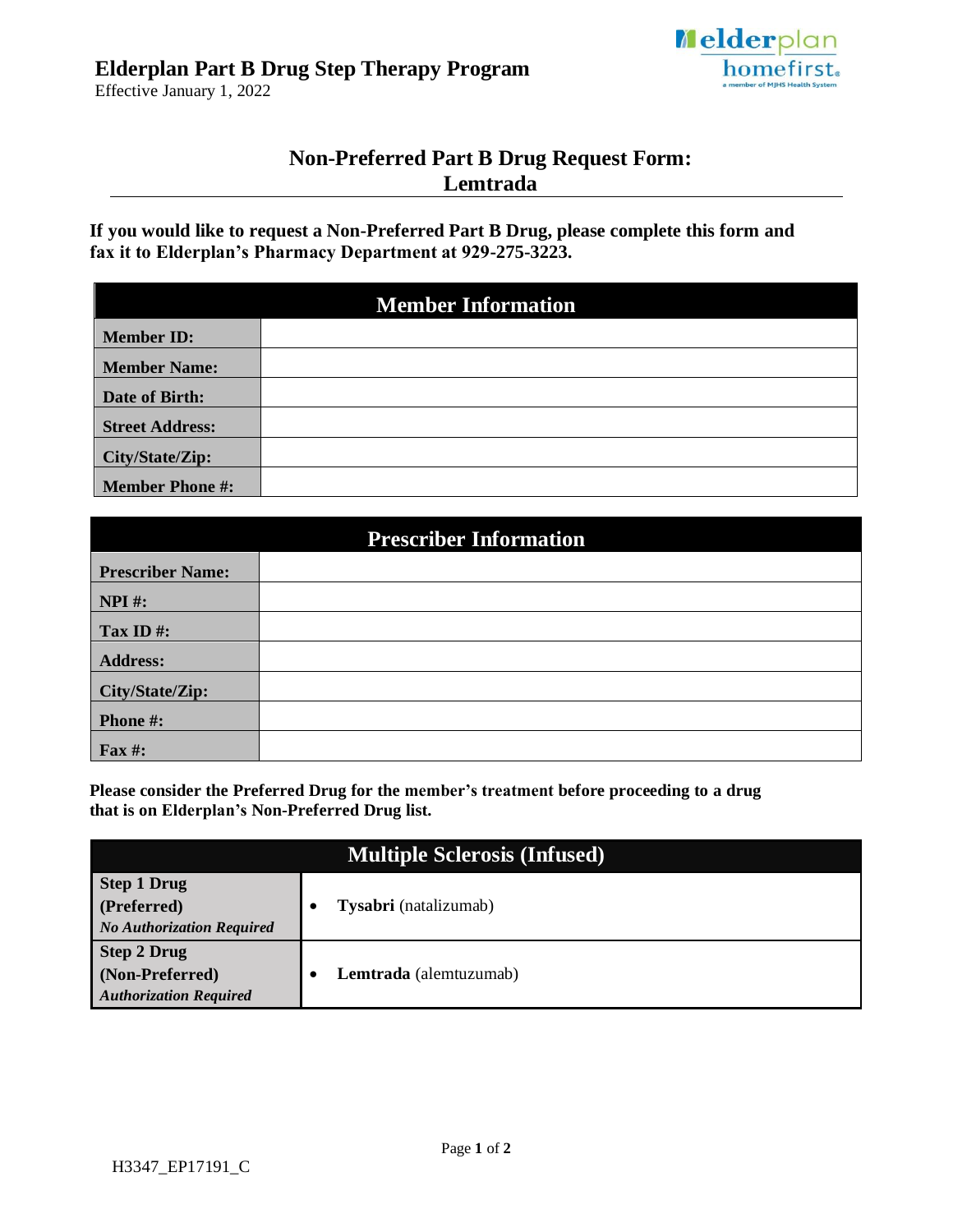# Elderplan Part B Drug Step Therapy Program

Effective January 1, 2022

## Non-Preferred Part B Drug Request Form: Lemtrada

**If you would like to request a Non-Preferred Part B Drug, please complete this form and fax it to Elderplan's Pharmacy Department at 929-275-3223.**

| Member Information | |
|---|---|
| **Member ID:** | |
| **Member Name:** | |
| **Date of Birth:** | |
| **Street Address:** | |
| **City/State/Zip:** | |
| **Member Phone #:** | |

| Prescriber Information | |
|---|---|
| **Prescriber Name:** | |
| **NPI #:** | |
| **Tax ID #:** | |
| **Address:** | |
| **City/State/Zip:** | |
| **Phone #:** | |
| **Fax #:** | |

**Please consider the Preferred Drug for the member's treatment before proceeding to a drug that is on Elderplan's Non-Preferred Drug list.**

| Multiple Sclerosis (Infused) | |
|---|---|
| **Step 1 Drug (Preferred)** ***No Authorization Required*** | • **Tysabri** (natalizumab) |
| **Step 2 Drug (Non-Preferred)** ***Authorization Required*** | • **Lemtrada** (alemtuzumab) |

H3347_EP17191_C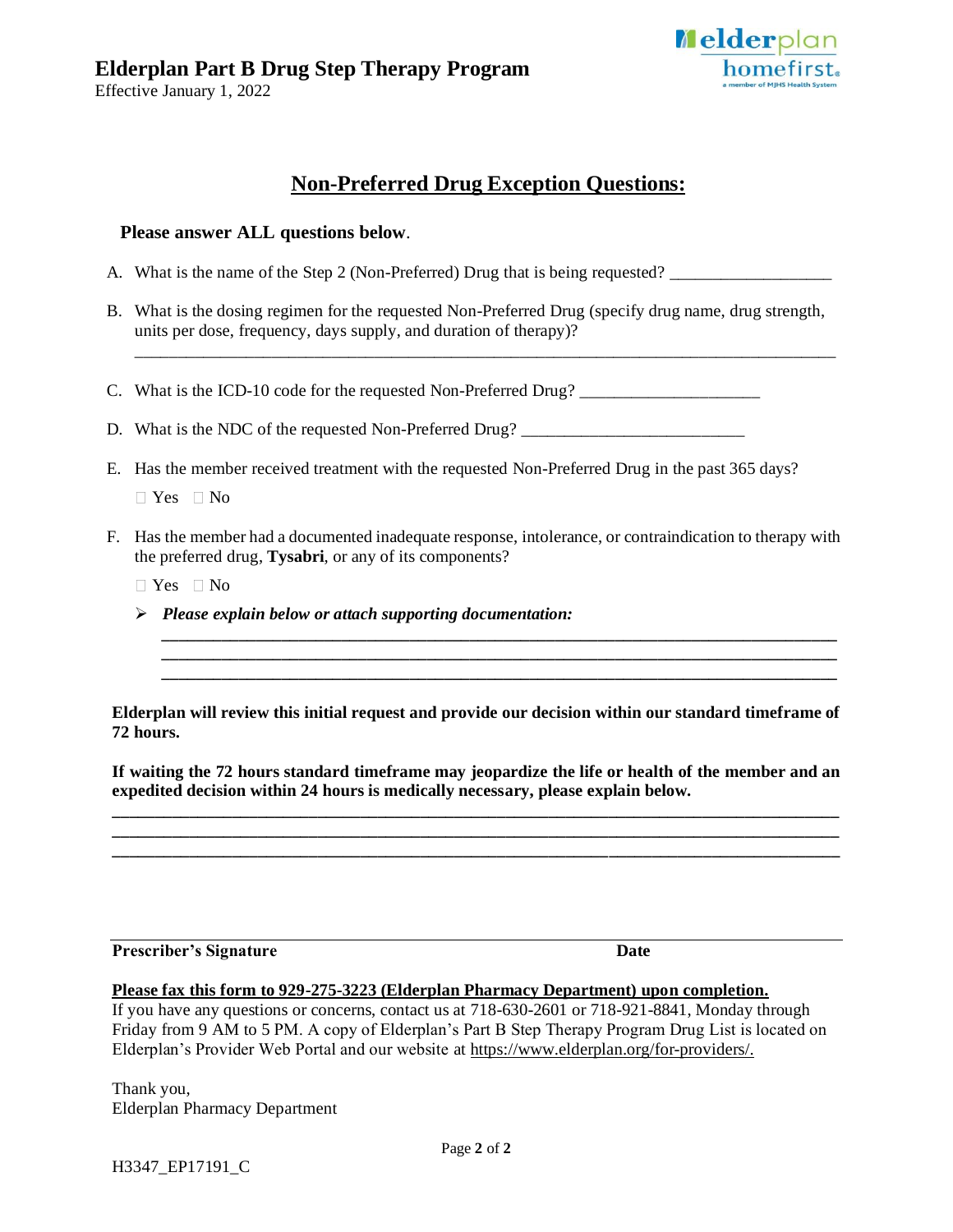# Elderplan Part B Drug Step Therapy Program

Effective January 1, 2022

## Non-Preferred Drug Exception Questions:

**Please answer ALL questions below**.

A. What is the name of the Step 2 (Non-Preferred) Drug that is being requested? ___________________

B. What is the dosing regimen for the requested Non-Preferred Drug (specify drug name, drug strength, units per dose, frequency, days supply, and duration of therapy)?

_______________________________________________________________________________

C. What is the ICD-10 code for the requested Non-Preferred Drug? _____________________

D. What is the NDC of the requested Non-Preferred Drug? __________________________

E. Has the member received treatment with the requested Non-Preferred Drug in the past 365 days?

☐ Yes ☐ No

F. Has the member had a documented inadequate response, intolerance, or contraindication to therapy with the preferred drug, **Tysabri**, or any of its components?

☐ Yes ☐ No

- ***Please explain below or attach supporting documentation:***

_______________________________________________________________________________
_______________________________________________________________________________
_______________________________________________________________________________

**Elderplan will review this initial request and provide our decision within our standard timeframe of 72 hours.**

**If waiting the 72 hours standard timeframe may jeopardize the life or health of the member and an expedited decision within 24 hours is medically necessary, please explain below.**

_______________________________________________________________________________
_______________________________________________________________________________
_______________________________________________________________________________

**Prescriber's Signature** **Date**

**Please fax this form to 929-275-3223 (Elderplan Pharmacy Department) upon completion.**
If you have any questions or concerns, contact us at 718-630-2601 or 718-921-8841, Monday through Friday from 9 AM to 5 PM. A copy of Elderplan's Part B Step Therapy Program Drug List is located on Elderplan's Provider Web Portal and our website at https://www.elderplan.org/for-providers/.

Thank you,
Elderplan Pharmacy Department

H3347_EP17191_C